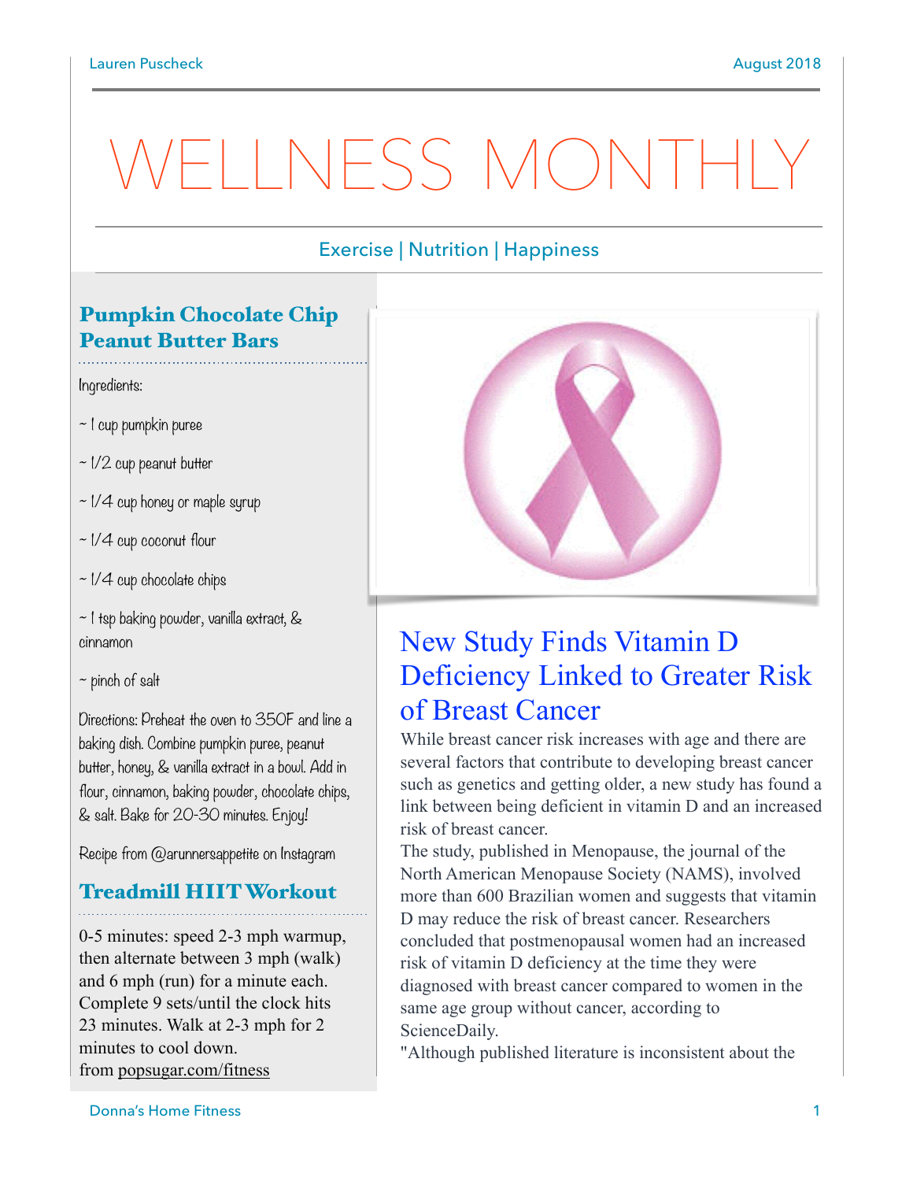# WELLNESS MONTHLY

Exercise | Nutrition | Happiness

## Pumpkin Chocolate Chip Peanut Butter Bars

Ingredients:

~ 1 cup pumpkin puree

~ 1/2 cup peanut butter

~ 1/4 cup honey or maple syrup

~ 1/4 cup coconut flour

~ 1/4 cup chocolate chips

~ 1 tsp baking powder, vanilla extract, & cinnamon

~ pinch of salt

Directions: Preheat the oven to 350F and line a baking dish. Combine pumpkin puree, peanut butter, honey, & vanilla extract in a bowl. Add in flour, cinnamon, baking powder, chocolate chips, & salt. Bake for 20-30 minutes. Enjoy!

Recipe from @arunnersappetite on Instagram

## Treadmill HIIT Workout

0-5 minutes: speed 2-3 mph warmup, then alternate between 3 mph (walk) and 6 mph (run) for a minute each. Complete 9 sets/until the clock hits 23 minutes. Walk at 2-3 mph for 2 minutes to cool down.
from popsugar.com/fitness

## New Study Finds Vitamin D Deficiency Linked to Greater Risk of Breast Cancer

While breast cancer risk increases with age and there are several factors that contribute to developing breast cancer such as genetics and getting older, a new study has found a link between being deficient in vitamin D and an increased risk of breast cancer.

The study, published in Menopause, the journal of the North American Menopause Society (NAMS), involved more than 600 Brazilian women and suggests that vitamin D may reduce the risk of breast cancer. Researchers concluded that postmenopausal women had an increased risk of vitamin D deficiency at the time they were diagnosed with breast cancer compared to women in the same age group without cancer, according to ScienceDaily.

"Although published literature is inconsistent about the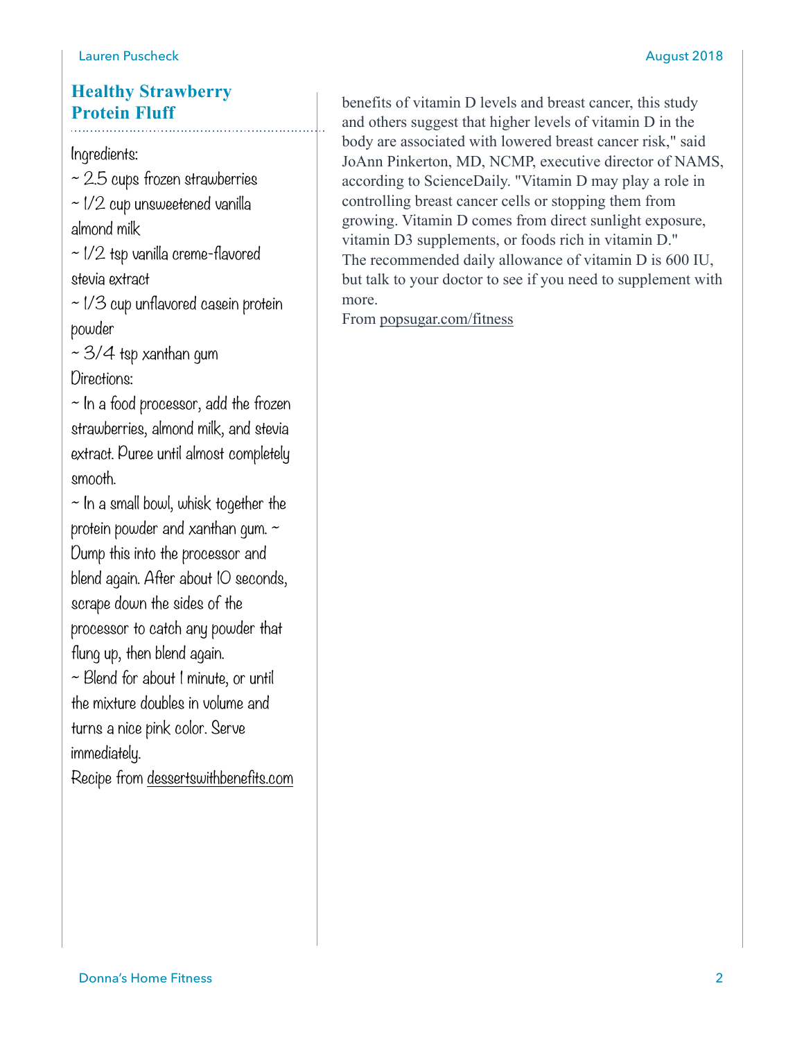## Healthy Strawberry Protein Fluff

Ingredients:

~ 2.5 cups frozen strawberries

~ 1/2 cup unsweetened vanilla almond milk

~ 1/2 tsp vanilla creme-flavored stevia extract

~ 1/3 cup unflavored casein protein powder

~ 3/4 tsp xanthan gum

Directions:

~ In a food processor, add the frozen strawberries, almond milk, and stevia extract. Puree until almost completely smooth.

~ In a small bowl, whisk together the protein powder and xanthan gum. ~ Dump this into the processor and blend again. After about 10 seconds, scrape down the sides of the processor to catch any powder that flung up, then blend again.

~ Blend for about 1 minute, or until the mixture doubles in volume and turns a nice pink color. Serve immediately.

Recipe from dessertswithbenefits.com

benefits of vitamin D levels and breast cancer, this study and others suggest that higher levels of vitamin D in the body are associated with lowered breast cancer risk," said JoAnn Pinkerton, MD, NCMP, executive director of NAMS, according to ScienceDaily. "Vitamin D may play a role in controlling breast cancer cells or stopping them from growing. Vitamin D comes from direct sunlight exposure, vitamin D3 supplements, or foods rich in vitamin D."
The recommended daily allowance of vitamin D is 600 IU, but talk to your doctor to see if you need to supplement with more.
From popsugar.com/fitness